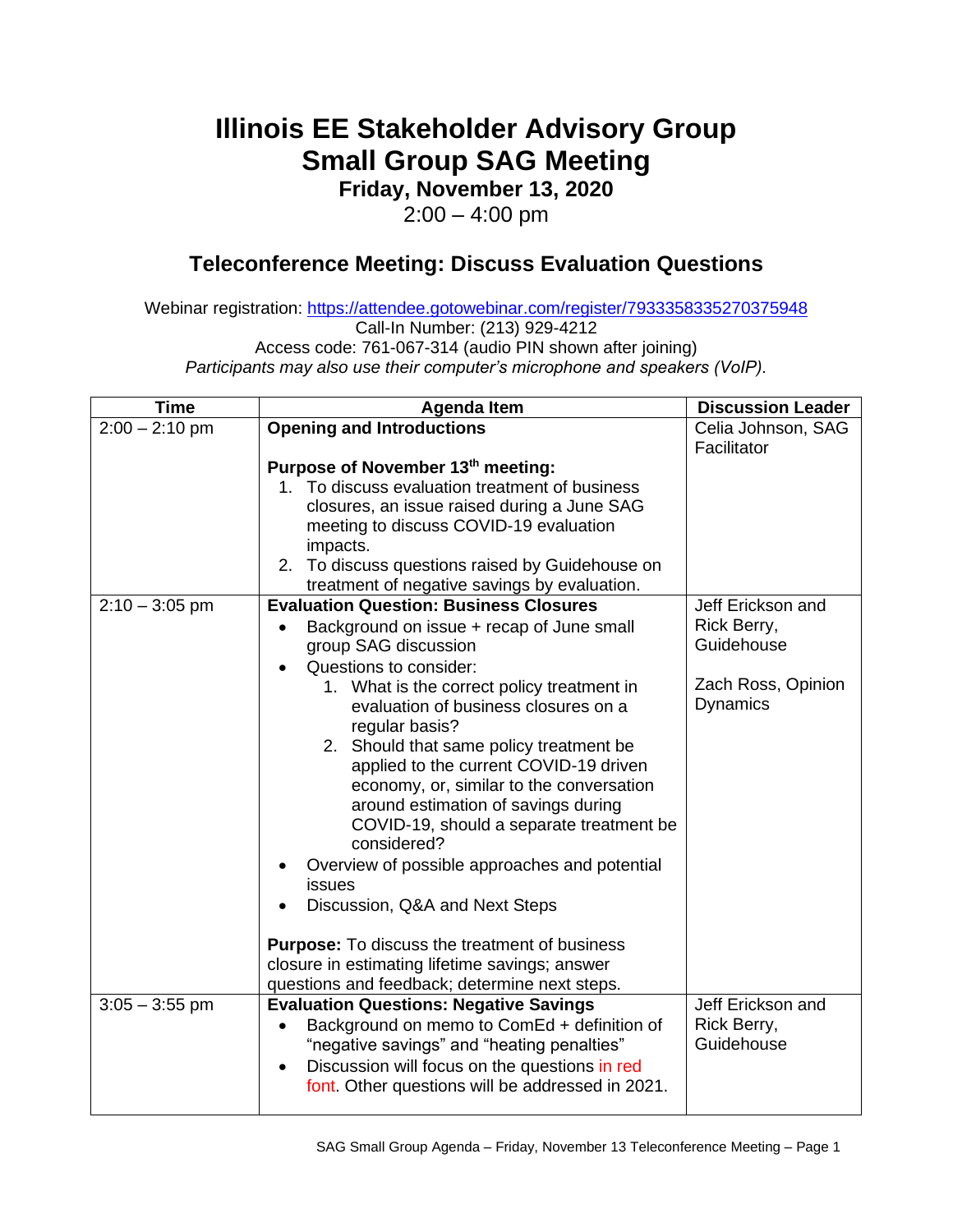# Illinois EE Stakeholder Advisory Group
# Small Group SAG Meeting

**Friday, November 13, 2020**

2:00 – 4:00 pm

## Teleconference Meeting: Discuss Evaluation Questions

Webinar registration: https://attendee.gotowebinar.com/register/7933358335270375948
Call-In Number: (213) 929-4212
Access code: 761-067-314 (audio PIN shown after joining)
*Participants may also use their computer's microphone and speakers (VoIP).*

| Time | Agenda Item | Discussion Leader |
|---|---|---|
| 2:00 – 2:10 pm | **Opening and Introductions**<br><br>**Purpose of November 13th meeting:**<br>1. To discuss evaluation treatment of business closures, an issue raised during a June SAG meeting to discuss COVID-19 evaluation impacts.<br>2. To discuss questions raised by Guidehouse on treatment of negative savings by evaluation. | Celia Johnson, SAG Facilitator |
| 2:10 – 3:05 pm | **Evaluation Question: Business Closures**<br>• Background on issue + recap of June small group SAG discussion<br>• Questions to consider:<br>  1. What is the correct policy treatment in evaluation of business closures on a regular basis?<br>  2. Should that same policy treatment be applied to the current COVID-19 driven economy, or, similar to the conversation around estimation of savings during COVID-19, should a separate treatment be considered?<br>• Overview of possible approaches and potential issues<br>• Discussion, Q&A and Next Steps<br><br>**Purpose:** To discuss the treatment of business closure in estimating lifetime savings; answer questions and feedback; determine next steps. | Jeff Erickson and Rick Berry, Guidehouse<br><br>Zach Ross, Opinion Dynamics |
| 3:05 – 3:55 pm | **Evaluation Questions: Negative Savings**<br>• Background on memo to ComEd + definition of "negative savings" and "heating penalties"<br>• Discussion will focus on the questions in red font. Other questions will be addressed in 2021. | Jeff Erickson and Rick Berry, Guidehouse |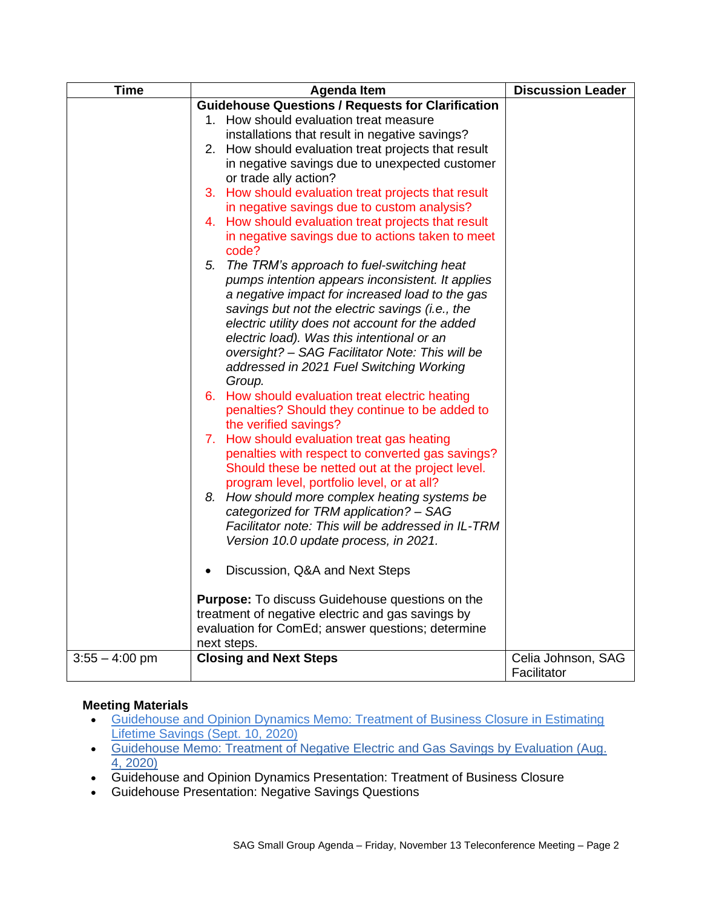| Time | Agenda Item | Discussion Leader |
|---|---|---|
| | **Guidehouse Questions / Requests for Clarification**<br>1. How should evaluation treat measure installations that result in negative savings?<br>2. How should evaluation treat projects that result in negative savings due to unexpected customer or trade ally action?<br>3. How should evaluation treat projects that result in negative savings due to custom analysis?<br>4. How should evaluation treat projects that result in negative savings due to actions taken to meet code?<br>5. *The TRM's approach to fuel-switching heat pumps intention appears inconsistent. It applies a negative impact for increased load to the gas savings but not the electric savings (i.e., the electric utility does not account for the added electric load). Was this intentional or an oversight? – SAG Facilitator Note: This will be addressed in 2021 Fuel Switching Working Group.*<br>6. How should evaluation treat electric heating penalties? Should they continue to be added to the verified savings?<br>7. How should evaluation treat gas heating penalties with respect to converted gas savings? Should these be netted out at the project level. program level, portfolio level, or at all?<br>8. *How should more complex heating systems be categorized for TRM application? – SAG Facilitator note: This will be addressed in IL-TRM Version 10.0 update process, in 2021.*<br><br>• Discussion, Q&A and Next Steps<br><br>**Purpose:** To discuss Guidehouse questions on the treatment of negative electric and gas savings by evaluation for ComEd; answer questions; determine next steps. | |
| 3:55 – 4:00 pm | **Closing and Next Steps** | Celia Johnson, SAG Facilitator |

**Meeting Materials**

- Guidehouse and Opinion Dynamics Memo: Treatment of Business Closure in Estimating Lifetime Savings (Sept. 10, 2020)
- Guidehouse Memo: Treatment of Negative Electric and Gas Savings by Evaluation (Aug. 4, 2020)
- Guidehouse and Opinion Dynamics Presentation: Treatment of Business Closure
- Guidehouse Presentation: Negative Savings Questions